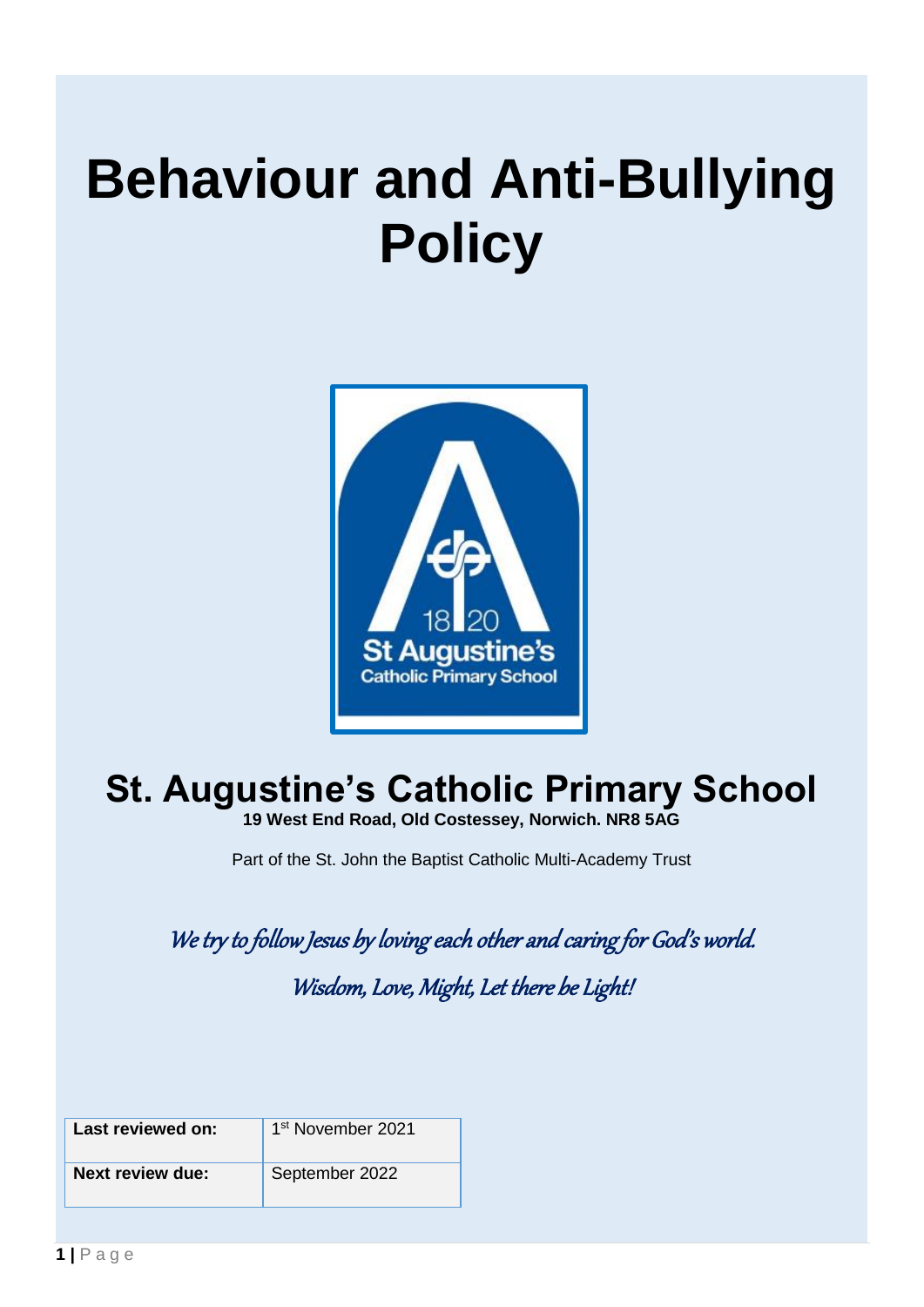# Behaviour and Anti-Bullying Policy

## St. Augustine's Catholic Primary School

**19 West End Road, Old Costessey, Norwich. NR8 5AG**

Part of the St. John the Baptist Catholic Multi-Academy Trust

*We try to follow Jesus by loving each other and caring for God's world.*

*Wisdom, Love, Might, Let there be Light!*

| **Last reviewed on:** | 1st November 2021 |
| --- | --- |
| **Next review due:** | September 2022 |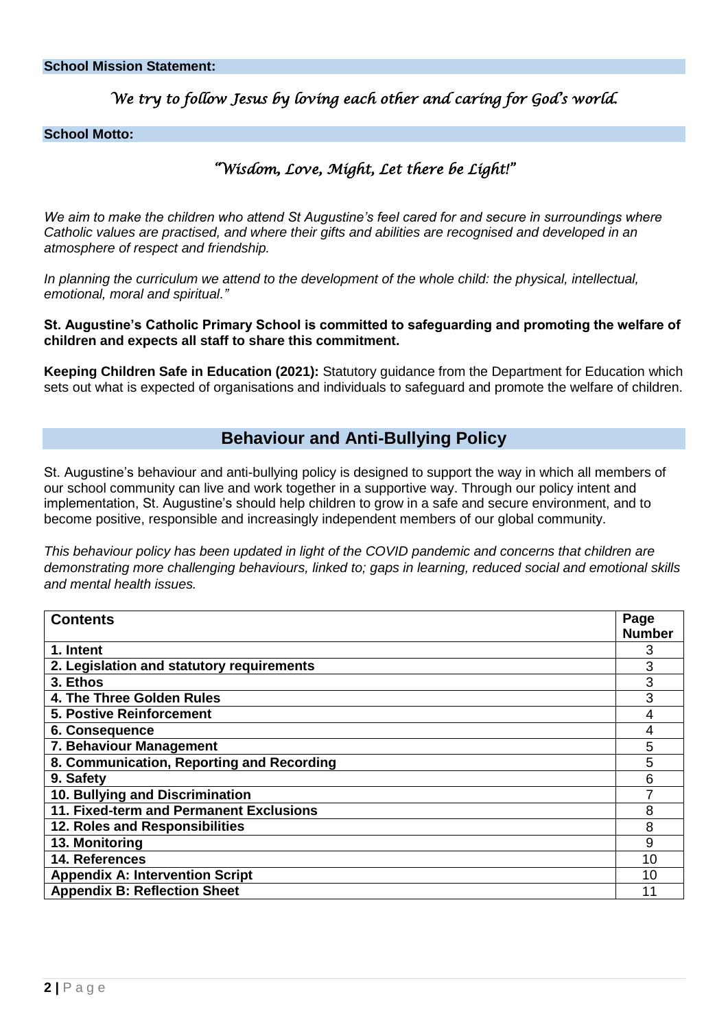**School Mission Statement:**

*We try to follow Jesus by loving each other and caring for God's world.*

**School Motto:**

*"Wisdom, Love, Might, Let there be Light!"*

*We aim to make the children who attend St Augustine's feel cared for and secure in surroundings where Catholic values are practised, and where their gifts and abilities are recognised and developed in an atmosphere of respect and friendship.*

*In planning the curriculum we attend to the development of the whole child: the physical, intellectual, emotional, moral and spiritual."*

**St. Augustine's Catholic Primary School is committed to safeguarding and promoting the welfare of children and expects all staff to share this commitment.**

**Keeping Children Safe in Education (2021):** Statutory guidance from the Department for Education which sets out what is expected of organisations and individuals to safeguard and promote the welfare of children.

## Behaviour and Anti-Bullying Policy

St. Augustine's behaviour and anti-bullying policy is designed to support the way in which all members of our school community can live and work together in a supportive way. Through our policy intent and implementation, St. Augustine's should help children to grow in a safe and secure environment, and to become positive, responsible and increasingly independent members of our global community.

*This behaviour policy has been updated in light of the COVID pandemic and concerns that children are demonstrating more challenging behaviours, linked to; gaps in learning, reduced social and emotional skills and mental health issues.*

| Contents | Page Number |
|---|---|
| **1. Intent** | 3 |
| **2. Legislation and statutory requirements** | 3 |
| **3. Ethos** | 3 |
| **4. The Three Golden Rules** | 3 |
| **5. Postive Reinforcement** | 4 |
| **6. Consequence** | 4 |
| **7. Behaviour Management** | 5 |
| **8. Communication, Reporting and Recording** | 5 |
| **9. Safety** | 6 |
| **10. Bullying and Discrimination** | 7 |
| **11. Fixed-term and Permanent Exclusions** | 8 |
| **12. Roles and Responsibilities** | 8 |
| **13. Monitoring** | 9 |
| **14. References** | 10 |
| **Appendix A: Intervention Script** | 10 |
| **Appendix B: Reflection Sheet** | 11 |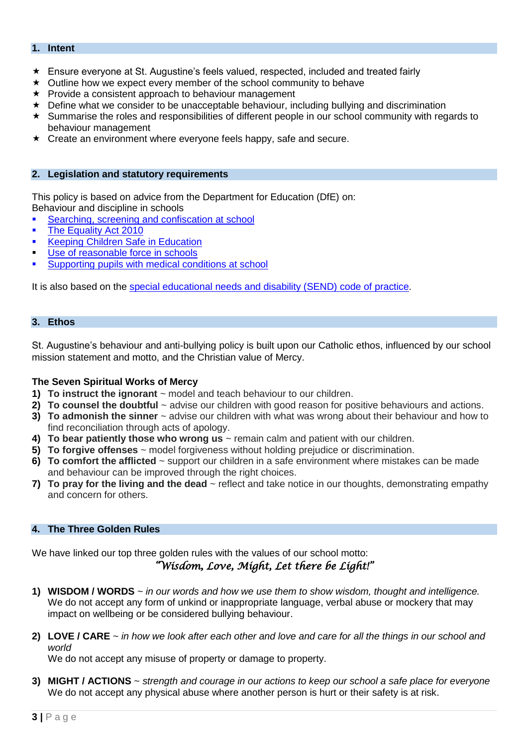## 1. Intent

- ★ Ensure everyone at St. Augustine's feels valued, respected, included and treated fairly
- ★ Outline how we expect every member of the school community to behave
- ★ Provide a consistent approach to behaviour management
- ★ Define what we consider to be unacceptable behaviour, including bullying and discrimination
- ★ Summarise the roles and responsibilities of different people in our school community with regards to behaviour management
- ★ Create an environment where everyone feels happy, safe and secure.

## 2. Legislation and statutory requirements

This policy is based on advice from the Department for Education (DfE) on:
Behaviour and discipline in schools

- Searching, screening and confiscation at school
- The Equality Act 2010
- Keeping Children Safe in Education
- Use of reasonable force in schools
- Supporting pupils with medical conditions at school

It is also based on the special educational needs and disability (SEND) code of practice.

## 3. Ethos

St. Augustine's behaviour and anti-bullying policy is built upon our Catholic ethos, influenced by our school mission statement and motto, and the Christian value of Mercy.

**The Seven Spiritual Works of Mercy**

1) **To instruct the ignorant** ~ model and teach behaviour to our children.
2) **To counsel the doubtful** ~ advise our children with good reason for positive behaviours and actions.
3) **To admonish the sinner** ~ advise our children with what was wrong about their behaviour and how to find reconciliation through acts of apology.
4) **To bear patiently those who wrong us** ~ remain calm and patient with our children.
5) **To forgive offenses** ~ model forgiveness without holding prejudice or discrimination.
6) **To comfort the afflicted** ~ support our children in a safe environment where mistakes can be made and behaviour can be improved through the right choices.
7) **To pray for the living and the dead** ~ reflect and take notice in our thoughts, demonstrating empathy and concern for others.

## 4. The Three Golden Rules

We have linked our top three golden rules with the values of our school motto:

*"Wisdom, Love, Might, Let there be Light!"*

1) **WISDOM / WORDS** ~ *in our words and how we use them to show wisdom, thought and intelligence.*
   We do not accept any form of unkind or inappropriate language, verbal abuse or mockery that may impact on wellbeing or be considered bullying behaviour.

2) **LOVE / CARE** ~ *in how we look after each other and love and care for all the things in our school and world*
   We do not accept any misuse of property or damage to property.

3) **MIGHT / ACTIONS** ~ *strength and courage in our actions to keep our school a safe place for everyone*
   We do not accept any physical abuse where another person is hurt or their safety is at risk.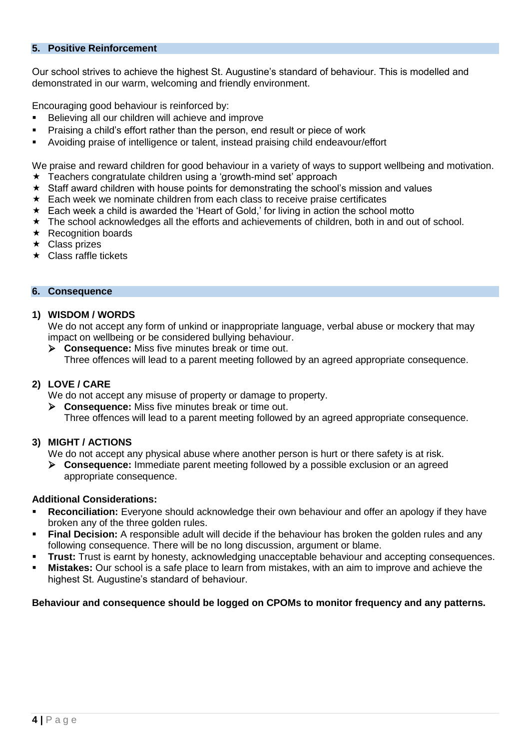## 5. Positive Reinforcement

Our school strives to achieve the highest St. Augustine's standard of behaviour. This is modelled and demonstrated in our warm, welcoming and friendly environment.

Encouraging good behaviour is reinforced by:

- Believing all our children will achieve and improve
- Praising a child's effort rather than the person, end result or piece of work
- Avoiding praise of intelligence or talent, instead praising child endeavour/effort

We praise and reward children for good behaviour in a variety of ways to support wellbeing and motivation.

- Teachers congratulate children using a 'growth-mind set' approach
- Staff award children with house points for demonstrating the school's mission and values
- Each week we nominate children from each class to receive praise certificates
- Each week a child is awarded the 'Heart of Gold,' for living in action the school motto
- The school acknowledges all the efforts and achievements of children, both in and out of school.
- Recognition boards
- Class prizes
- Class raffle tickets

## 6. Consequence

**1) WISDOM / WORDS**

We do not accept any form of unkind or inappropriate language, verbal abuse or mockery that may impact on wellbeing or be considered bullying behaviour.

- **Consequence:** Miss five minutes break or time out.
  Three offences will lead to a parent meeting followed by an agreed appropriate consequence.

**2) LOVE / CARE**

We do not accept any misuse of property or damage to property.

- **Consequence:** Miss five minutes break or time out.
  Three offences will lead to a parent meeting followed by an agreed appropriate consequence.

**3) MIGHT / ACTIONS**

We do not accept any physical abuse where another person is hurt or there safety is at risk.

- **Consequence:** Immediate parent meeting followed by a possible exclusion or an agreed appropriate consequence.

**Additional Considerations:**

- **Reconciliation:** Everyone should acknowledge their own behaviour and offer an apology if they have broken any of the three golden rules.
- **Final Decision:** A responsible adult will decide if the behaviour has broken the golden rules and any following consequence. There will be no long discussion, argument or blame.
- **Trust:** Trust is earnt by honesty, acknowledging unacceptable behaviour and accepting consequences.
- **Mistakes:** Our school is a safe place to learn from mistakes, with an aim to improve and achieve the highest St. Augustine's standard of behaviour.

**Behaviour and consequence should be logged on CPOMs to monitor frequency and any patterns.**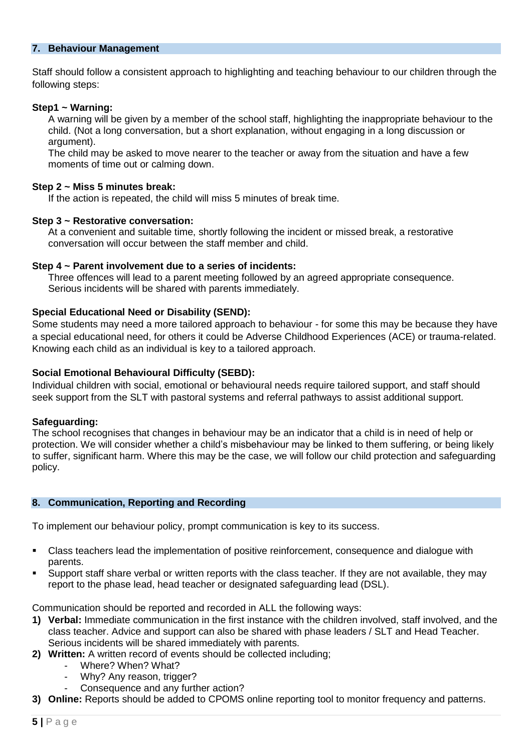## 7. Behaviour Management

Staff should follow a consistent approach to highlighting and teaching behaviour to our children through the following steps:

**Step1 ~ Warning:**

A warning will be given by a member of the school staff, highlighting the inappropriate behaviour to the child. (Not a long conversation, but a short explanation, without engaging in a long discussion or argument).

The child may be asked to move nearer to the teacher or away from the situation and have a few moments of time out or calming down.

**Step 2 ~ Miss 5 minutes break:**

If the action is repeated, the child will miss 5 minutes of break time.

**Step 3 ~ Restorative conversation:**

At a convenient and suitable time, shortly following the incident or missed break, a restorative conversation will occur between the staff member and child.

**Step 4 ~ Parent involvement due to a series of incidents:**

Three offences will lead to a parent meeting followed by an agreed appropriate consequence. Serious incidents will be shared with parents immediately.

**Special Educational Need or Disability (SEND):**

Some students may need a more tailored approach to behaviour - for some this may be because they have a special educational need, for others it could be Adverse Childhood Experiences (ACE) or trauma-related. Knowing each child as an individual is key to a tailored approach.

**Social Emotional Behavioural Difficulty (SEBD):**

Individual children with social, emotional or behavioural needs require tailored support, and staff should seek support from the SLT with pastoral systems and referral pathways to assist additional support.

**Safeguarding:**

The school recognises that changes in behaviour may be an indicator that a child is in need of help or protection. We will consider whether a child's misbehaviour may be linked to them suffering, or being likely to suffer, significant harm. Where this may be the case, we will follow our child protection and safeguarding policy.

## 8. Communication, Reporting and Recording

To implement our behaviour policy, prompt communication is key to its success.

- Class teachers lead the implementation of positive reinforcement, consequence and dialogue with parents.
- Support staff share verbal or written reports with the class teacher. If they are not available, they may report to the phase lead, head teacher or designated safeguarding lead (DSL).

Communication should be reported and recorded in ALL the following ways:

1) **Verbal:** Immediate communication in the first instance with the children involved, staff involved, and the class teacher. Advice and support can also be shared with phase leaders / SLT and Head Teacher. Serious incidents will be shared immediately with parents.
2) **Written:** A written record of events should be collected including;
   - Where? When? What?
   - Why? Any reason, trigger?
   - Consequence and any further action?
3) **Online:** Reports should be added to CPOMS online reporting tool to monitor frequency and patterns.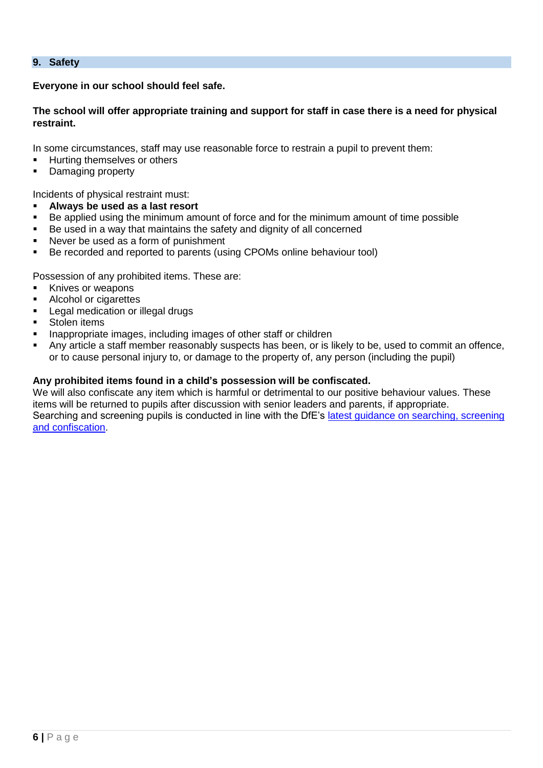## 9. Safety

**Everyone in our school should feel safe.**

**The school will offer appropriate training and support for staff in case there is a need for physical restraint.**

In some circumstances, staff may use reasonable force to restrain a pupil to prevent them:

- Hurting themselves or others
- Damaging property

Incidents of physical restraint must:

- **Always be used as a last resort**
- Be applied using the minimum amount of force and for the minimum amount of time possible
- Be used in a way that maintains the safety and dignity of all concerned
- Never be used as a form of punishment
- Be recorded and reported to parents (using CPOMs online behaviour tool)

Possession of any prohibited items. These are:

- Knives or weapons
- Alcohol or cigarettes
- Legal medication or illegal drugs
- Stolen items
- Inappropriate images, including images of other staff or children
- Any article a staff member reasonably suspects has been, or is likely to be, used to commit an offence, or to cause personal injury to, or damage to the property of, any person (including the pupil)

**Any prohibited items found in a child's possession will be confiscated.**
We will also confiscate any item which is harmful or detrimental to our positive behaviour values. These items will be returned to pupils after discussion with senior leaders and parents, if appropriate.
Searching and screening pupils is conducted in line with the DfE's latest guidance on searching, screening and confiscation.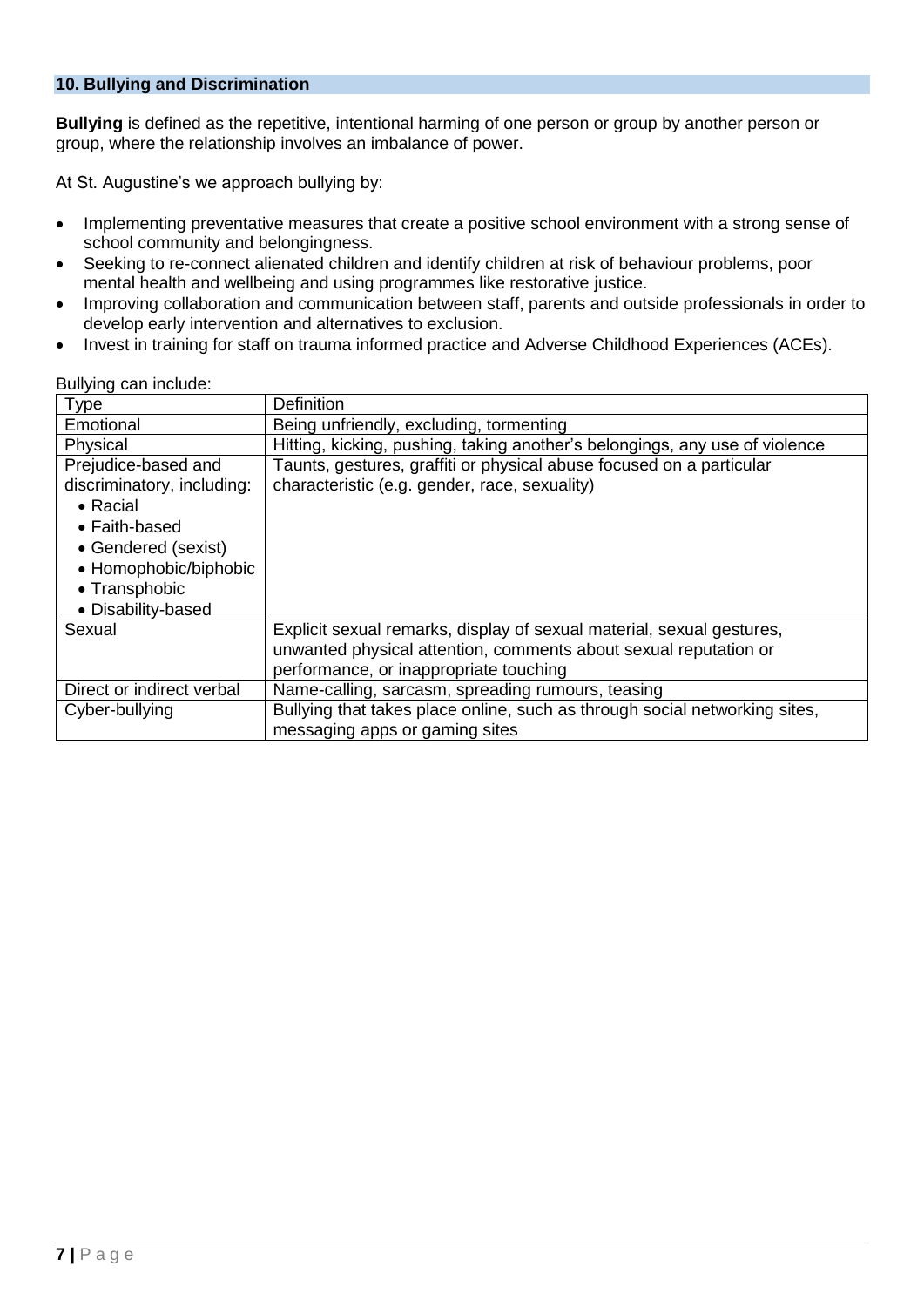## 10. Bullying and Discrimination

**Bullying** is defined as the repetitive, intentional harming of one person or group by another person or group, where the relationship involves an imbalance of power.

At St. Augustine's we approach bullying by:

- Implementing preventative measures that create a positive school environment with a strong sense of school community and belongingness.
- Seeking to re-connect alienated children and identify children at risk of behaviour problems, poor mental health and wellbeing and using programmes like restorative justice.
- Improving collaboration and communication between staff, parents and outside professionals in order to develop early intervention and alternatives to exclusion.
- Invest in training for staff on trauma informed practice and Adverse Childhood Experiences (ACEs).

Bullying can include:

| Type | Definition |
|---|---|
| Emotional | Being unfriendly, excluding, tormenting |
| Physical | Hitting, kicking, pushing, taking another's belongings, any use of violence |
| Prejudice-based and discriminatory, including: <br>• Racial <br>• Faith-based <br>• Gendered (sexist) <br>• Homophobic/biphobic <br>• Transphobic <br>• Disability-based | Taunts, gestures, graffiti or physical abuse focused on a particular characteristic (e.g. gender, race, sexuality) |
| Sexual | Explicit sexual remarks, display of sexual material, sexual gestures, unwanted physical attention, comments about sexual reputation or performance, or inappropriate touching |
| Direct or indirect verbal | Name-calling, sarcasm, spreading rumours, teasing |
| Cyber-bullying | Bullying that takes place online, such as through social networking sites, messaging apps or gaming sites |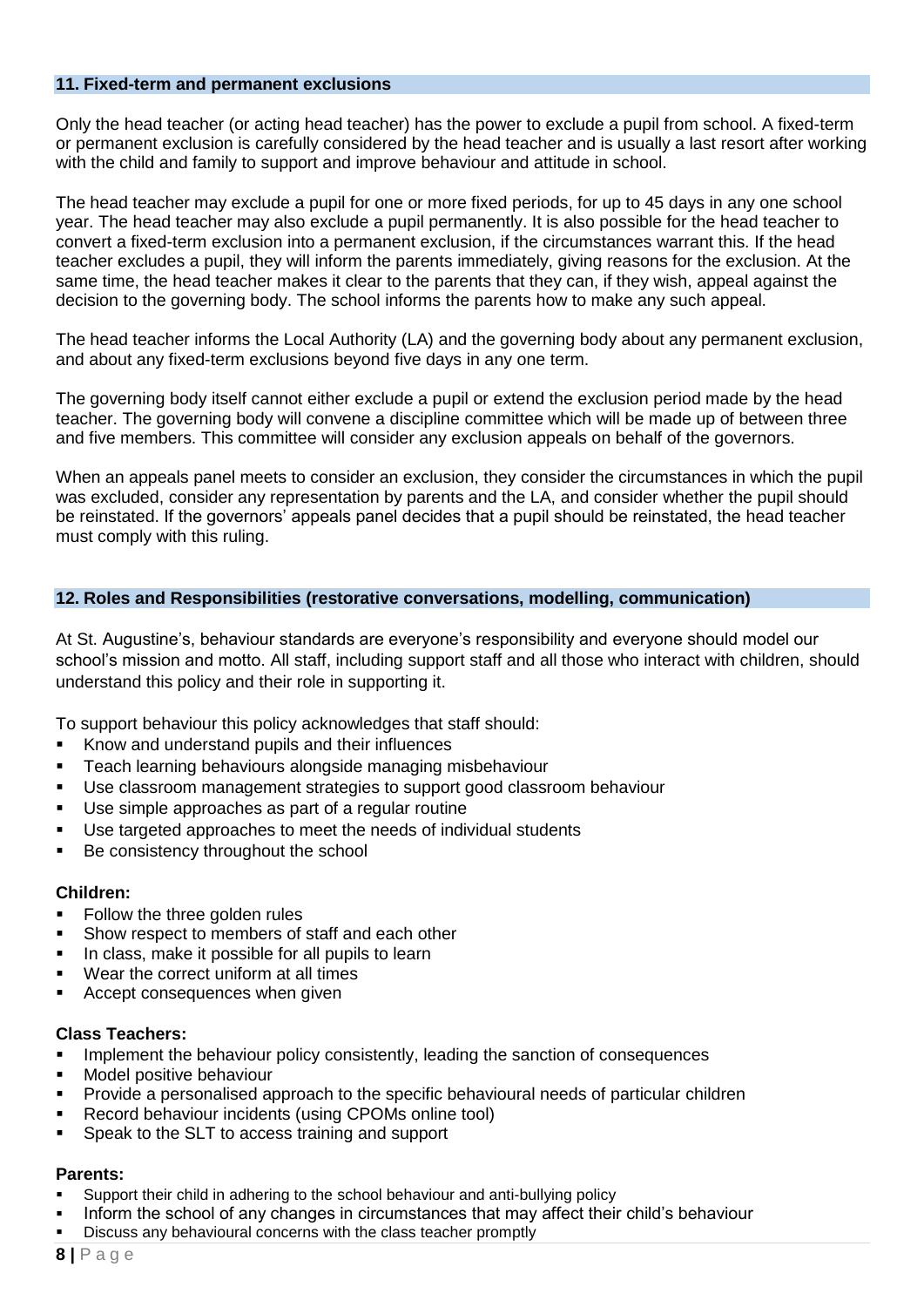## 11. Fixed-term and permanent exclusions

Only the head teacher (or acting head teacher) has the power to exclude a pupil from school. A fixed-term or permanent exclusion is carefully considered by the head teacher and is usually a last resort after working with the child and family to support and improve behaviour and attitude in school.

The head teacher may exclude a pupil for one or more fixed periods, for up to 45 days in any one school year. The head teacher may also exclude a pupil permanently. It is also possible for the head teacher to convert a fixed-term exclusion into a permanent exclusion, if the circumstances warrant this. If the head teacher excludes a pupil, they will inform the parents immediately, giving reasons for the exclusion. At the same time, the head teacher makes it clear to the parents that they can, if they wish, appeal against the decision to the governing body. The school informs the parents how to make any such appeal.

The head teacher informs the Local Authority (LA) and the governing body about any permanent exclusion, and about any fixed-term exclusions beyond five days in any one term.

The governing body itself cannot either exclude a pupil or extend the exclusion period made by the head teacher. The governing body will convene a discipline committee which will be made up of between three and five members. This committee will consider any exclusion appeals on behalf of the governors.

When an appeals panel meets to consider an exclusion, they consider the circumstances in which the pupil was excluded, consider any representation by parents and the LA, and consider whether the pupil should be reinstated. If the governors' appeals panel decides that a pupil should be reinstated, the head teacher must comply with this ruling.

## 12. Roles and Responsibilities (restorative conversations, modelling, communication)

At St. Augustine's, behaviour standards are everyone's responsibility and everyone should model our school's mission and motto. All staff, including support staff and all those who interact with children, should understand this policy and their role in supporting it.

To support behaviour this policy acknowledges that staff should:

- Know and understand pupils and their influences
- Teach learning behaviours alongside managing misbehaviour
- Use classroom management strategies to support good classroom behaviour
- Use simple approaches as part of a regular routine
- Use targeted approaches to meet the needs of individual students
- Be consistency throughout the school

**Children:**

- Follow the three golden rules
- Show respect to members of staff and each other
- In class, make it possible for all pupils to learn
- Wear the correct uniform at all times
- Accept consequences when given

**Class Teachers:**

- Implement the behaviour policy consistently, leading the sanction of consequences
- Model positive behaviour
- Provide a personalised approach to the specific behavioural needs of particular children
- Record behaviour incidents (using CPOMs online tool)
- Speak to the SLT to access training and support

**Parents:**

- Support their child in adhering to the school behaviour and anti-bullying policy
- Inform the school of any changes in circumstances that may affect their child's behaviour
- Discuss any behavioural concerns with the class teacher promptly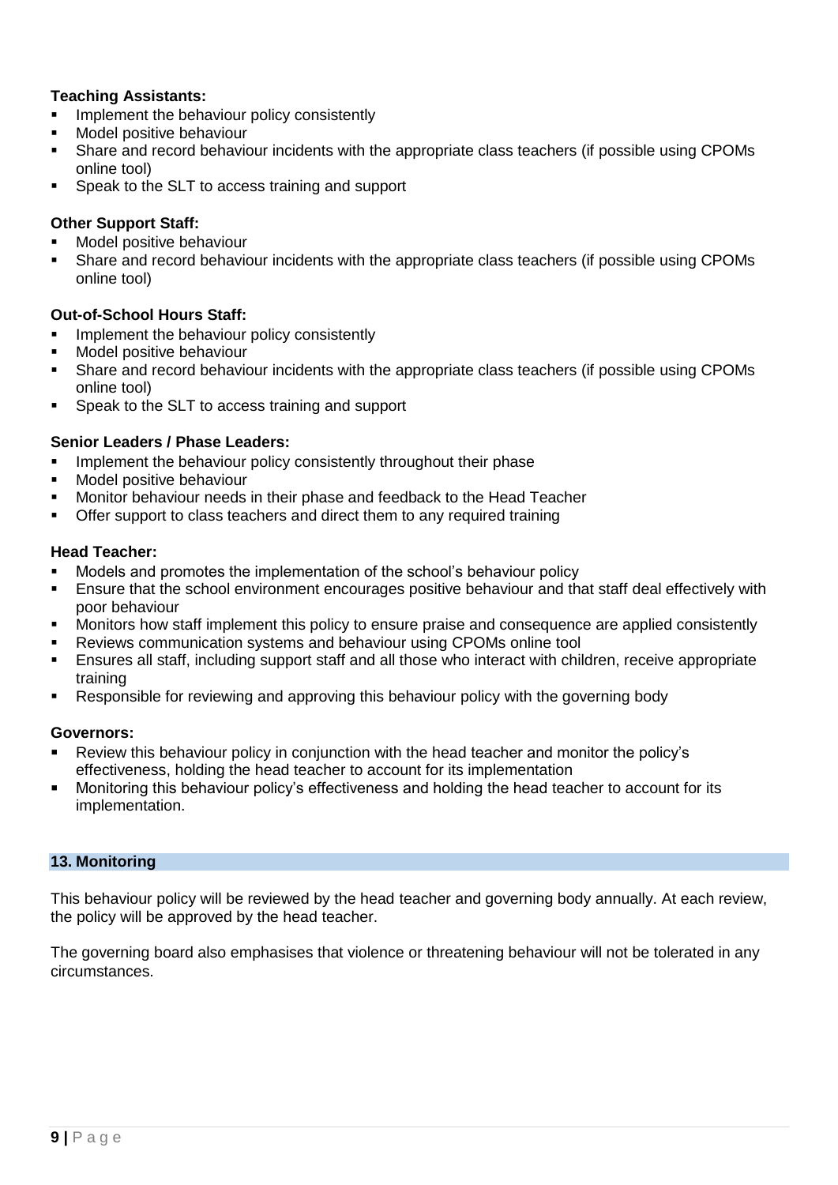**Teaching Assistants:**

- Implement the behaviour policy consistently
- Model positive behaviour
- Share and record behaviour incidents with the appropriate class teachers (if possible using CPOMs online tool)
- Speak to the SLT to access training and support

**Other Support Staff:**

- Model positive behaviour
- Share and record behaviour incidents with the appropriate class teachers (if possible using CPOMs online tool)

**Out-of-School Hours Staff:**

- Implement the behaviour policy consistently
- Model positive behaviour
- Share and record behaviour incidents with the appropriate class teachers (if possible using CPOMs online tool)
- Speak to the SLT to access training and support

**Senior Leaders / Phase Leaders:**

- Implement the behaviour policy consistently throughout their phase
- Model positive behaviour
- Monitor behaviour needs in their phase and feedback to the Head Teacher
- Offer support to class teachers and direct them to any required training

**Head Teacher:**

- Models and promotes the implementation of the school's behaviour policy
- Ensure that the school environment encourages positive behaviour and that staff deal effectively with poor behaviour
- Monitors how staff implement this policy to ensure praise and consequence are applied consistently
- Reviews communication systems and behaviour using CPOMs online tool
- Ensures all staff, including support staff and all those who interact with children, receive appropriate training
- Responsible for reviewing and approving this behaviour policy with the governing body

**Governors:**

- Review this behaviour policy in conjunction with the head teacher and monitor the policy's effectiveness, holding the head teacher to account for its implementation
- Monitoring this behaviour policy's effectiveness and holding the head teacher to account for its implementation.

## 13. Monitoring

This behaviour policy will be reviewed by the head teacher and governing body annually. At each review, the policy will be approved by the head teacher.

The governing board also emphasises that violence or threatening behaviour will not be tolerated in any circumstances.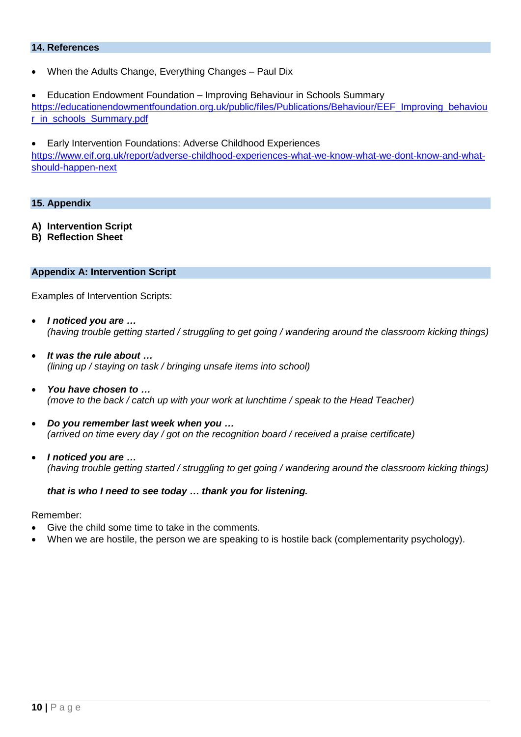## 14. References

- When the Adults Change, Everything Changes – Paul Dix

- Education Endowment Foundation – Improving Behaviour in Schools Summary
https://educationendowmentfoundation.org.uk/public/files/Publications/Behaviour/EEF_Improving_behaviour_in_schools_Summary.pdf

- Early Intervention Foundations: Adverse Childhood Experiences
https://www.eif.org.uk/report/adverse-childhood-experiences-what-we-know-what-we-dont-know-and-what-should-happen-next

## 15. Appendix

**A) Intervention Script**
**B) Reflection Sheet**

## Appendix A: Intervention Script

Examples of Intervention Scripts:

- ***I noticed you are …***
*(having trouble getting started / struggling to get going / wandering around the classroom kicking things)*

- ***It was the rule about …***
*(lining up / staying on task / bringing unsafe items into school)*

- ***You have chosen to …***
*(move to the back / catch up with your work at lunchtime / speak to the Head Teacher)*

- ***Do you remember last week when you …***
*(arrived on time every day / got on the recognition board / received a praise certificate)*

- ***I noticed you are …***
*(having trouble getting started / struggling to get going / wandering around the classroom kicking things)*

***that is who I need to see today … thank you for listening.***

Remember:
- Give the child some time to take in the comments.
- When we are hostile, the person we are speaking to is hostile back (complementarity psychology).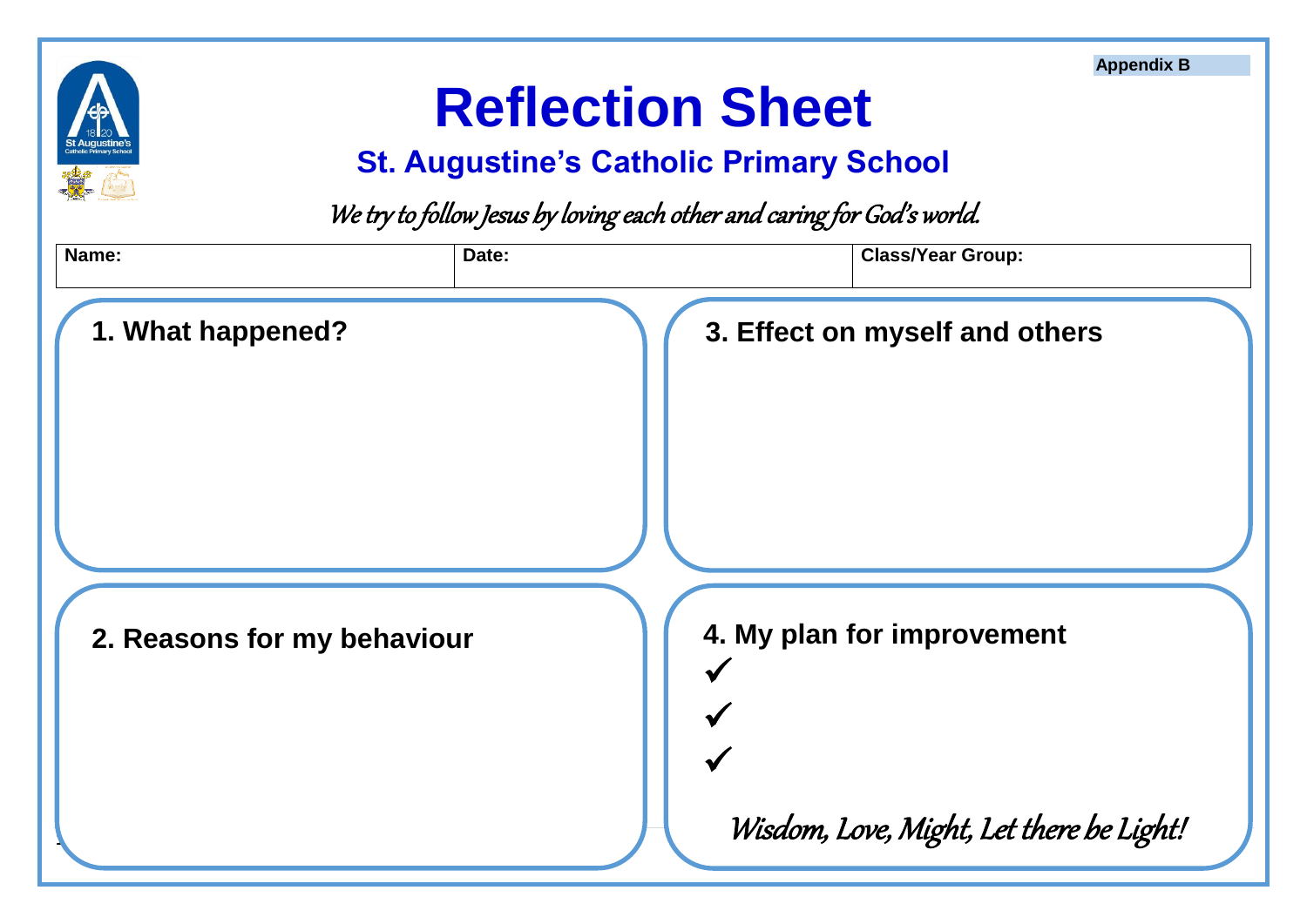**Appendix B**

# Reflection Sheet

## St. Augustine's Catholic Primary School

*We try to follow Jesus by loving each other and caring for God's world.*

| Name: | Date: | Class/Year Group: |
|---|---|---|
| | | |

### 1. What happened?

### 2. Reasons for my behaviour

### 3. Effect on myself and others

### 4. My plan for improvement

✓

✓

✓

*Wisdom, Love, Might, Let there be Light!*